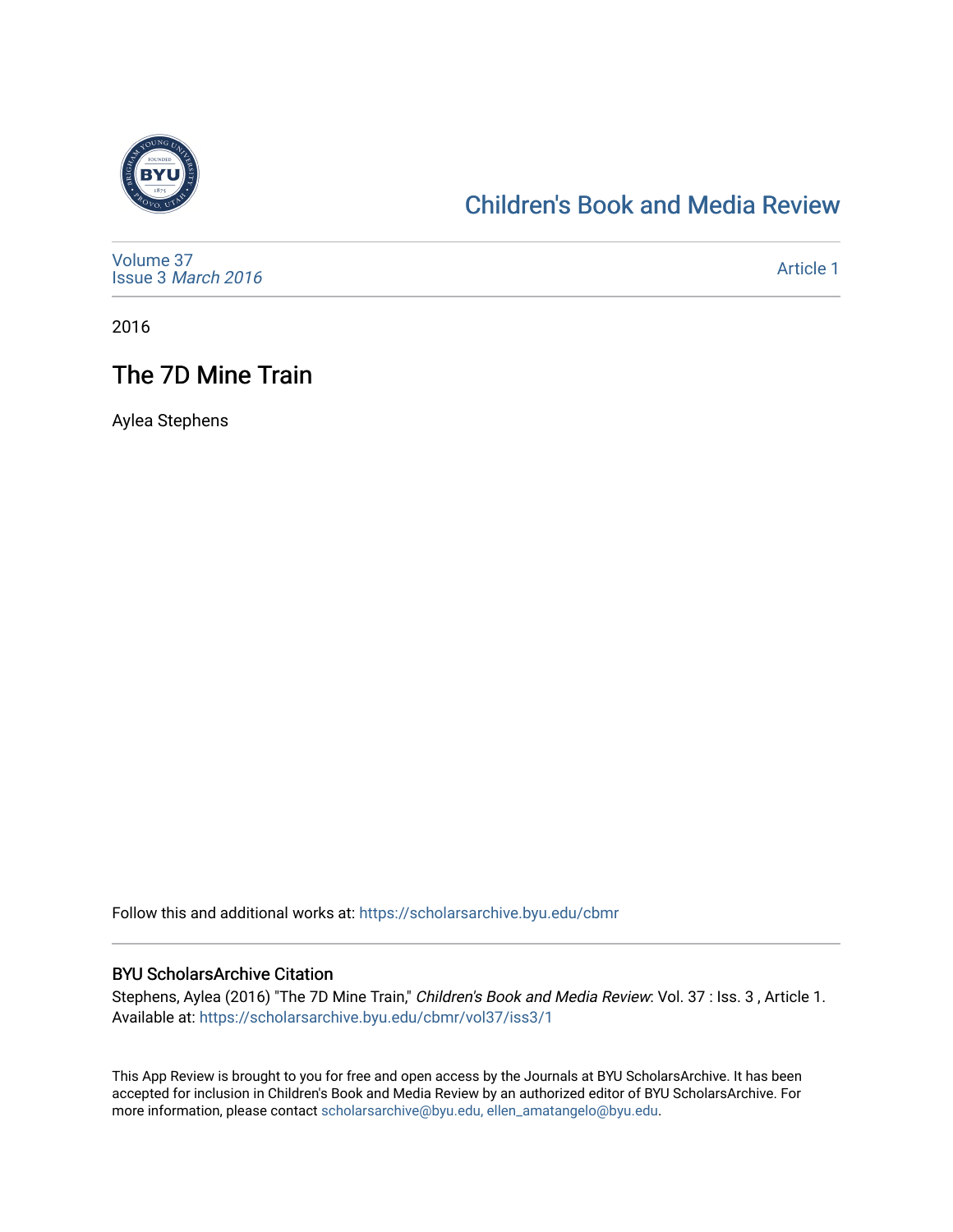Children's Book and Media Review

Volume 37
Issue 3 *March 2016*

Article 1

2016

# The 7D Mine Train

Aylea Stephens

Follow this and additional works at: https://scholarsarchive.byu.edu/cbmr

## BYU ScholarsArchive Citation

Stephens, Aylea (2016) "The 7D Mine Train," *Children's Book and Media Review*: Vol. 37 : Iss. 3 , Article 1.
Available at: https://scholarsarchive.byu.edu/cbmr/vol37/iss3/1

This App Review is brought to you for free and open access by the Journals at BYU ScholarsArchive. It has been accepted for inclusion in Children's Book and Media Review by an authorized editor of BYU ScholarsArchive. For more information, please contact scholarsarchive@byu.edu, ellen_amatangelo@byu.edu.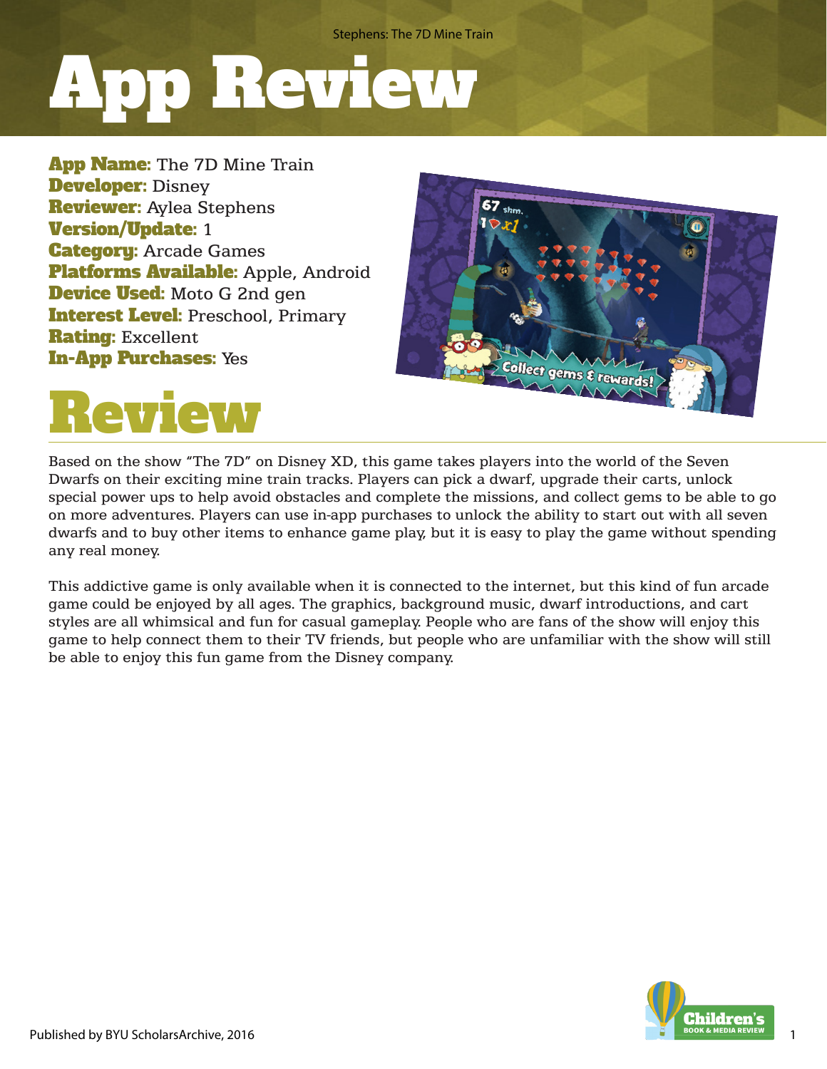# App Review

**App Name:** The 7D Mine Train
**Developer:** Disney
**Reviewer:** Aylea Stephens
**Version/Update:** 1
**Category:** Arcade Games
**Platforms Available:** Apple, Android
**Device Used:** Moto G 2nd gen
**Interest Level:** Preschool, Primary
**Rating:** Excellent
**In-App Purchases:** Yes

# Review

Based on the show "The 7D" on Disney XD, this game takes players into the world of the Seven Dwarfs on their exciting mine train tracks. Players can pick a dwarf, upgrade their carts, unlock special power ups to help avoid obstacles and complete the missions, and collect gems to be able to go on more adventures. Players can use in-app purchases to unlock the ability to start out with all seven dwarfs and to buy other items to enhance game play, but it is easy to play the game without spending any real money.

This addictive game is only available when it is connected to the internet, but this kind of fun arcade game could be enjoyed by all ages. The graphics, background music, dwarf introductions, and cart styles are all whimsical and fun for casual gameplay. People who are fans of the show will enjoy this game to help connect them to their TV friends, but people who are unfamiliar with the show will still be able to enjoy this fun game from the Disney company.